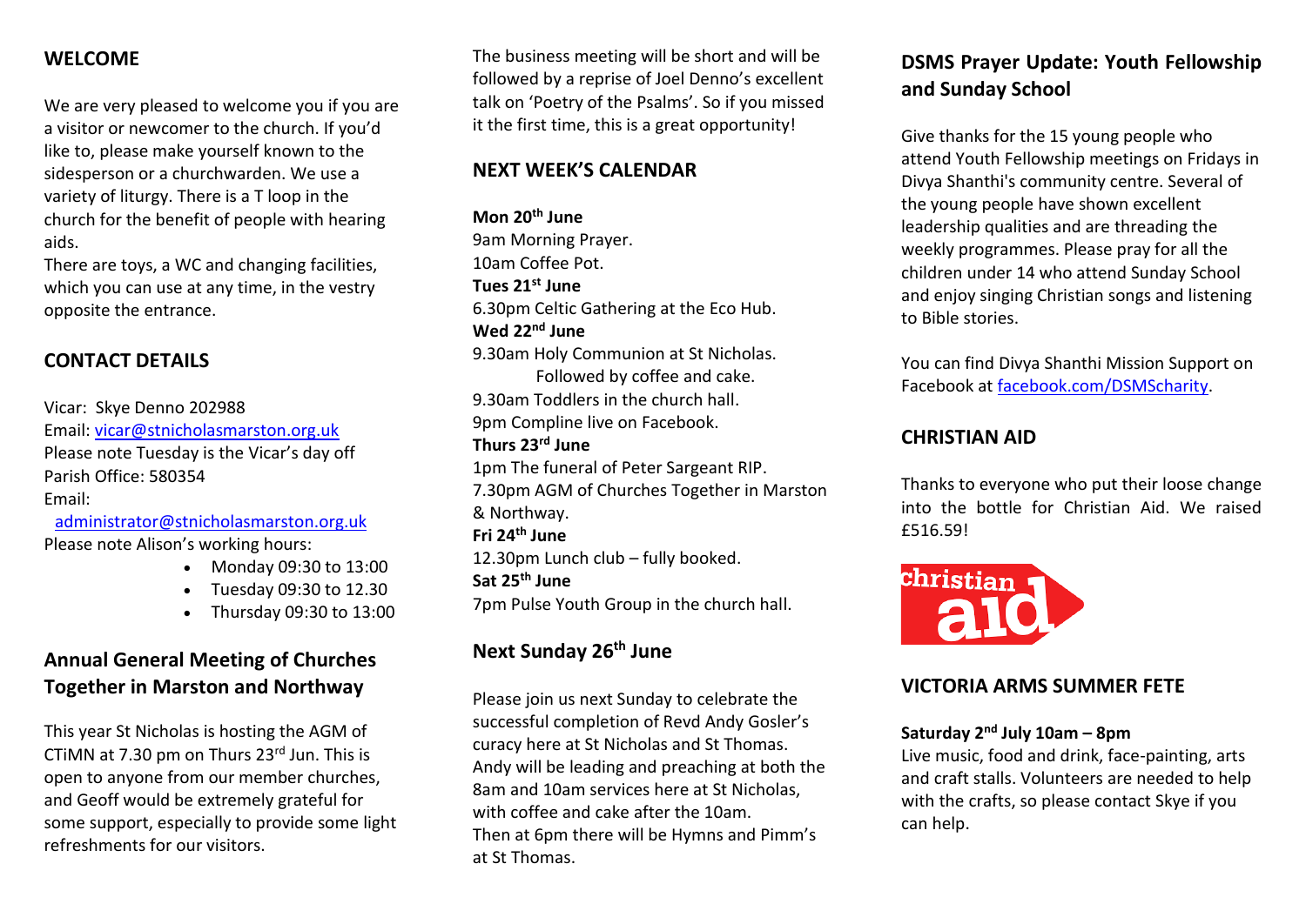## WELCOME

We are very pleased to welcome you if you are a visitor or newcomer to the church. If you'd like to, please make yourself known to the sidesperson or a churchwarden. We use a variety of liturgy. There is a T loop in the church for the benefit of people with hearing aids.

There are toys, a WC and changing facilities, which you can use at any time, in the vestry opposite the entrance.

## CONTACT DETAILS

Vicar: Skye Denno 202988
Email: vicar@stnicholasmarston.org.uk
Please note Tuesday is the Vicar's day off
Parish Office: 580354
Email:
administrator@stnicholasmarston.org.uk
Please note Alison's working hours:

- Monday 09:30 to 13:00
- Tuesday 09:30 to 12.30
- Thursday 09:30 to 13:00

## Annual General Meeting of Churches Together in Marston and Northway

This year St Nicholas is hosting the AGM of CTiMN at 7.30 pm on Thurs 23rd Jun. This is open to anyone from our member churches, and Geoff would be extremely grateful for some support, especially to provide some light refreshments for our visitors.

The business meeting will be short and will be followed by a reprise of Joel Denno's excellent talk on 'Poetry of the Psalms'. So if you missed it the first time, this is a great opportunity!

## NEXT WEEK'S CALENDAR

**Mon 20th June**
9am Morning Prayer.
10am Coffee Pot.
**Tues 21st June**
6.30pm Celtic Gathering at the Eco Hub.
**Wed 22nd June**
9.30am Holy Communion at St Nicholas.
Followed by coffee and cake.
9.30am Toddlers in the church hall.
9pm Compline live on Facebook.
**Thurs 23rd June**
1pm The funeral of Peter Sargeant RIP.
7.30pm AGM of Churches Together in Marston & Northway.
**Fri 24th June**
12.30pm Lunch club – fully booked.
**Sat 25th June**
7pm Pulse Youth Group in the church hall.

## Next Sunday 26th June

Please join us next Sunday to celebrate the successful completion of Revd Andy Gosler's curacy here at St Nicholas and St Thomas. Andy will be leading and preaching at both the 8am and 10am services here at St Nicholas, with coffee and cake after the 10am.
Then at 6pm there will be Hymns and Pimm's at St Thomas.

## DSMS Prayer Update: Youth Fellowship and Sunday School

Give thanks for the 15 young people who attend Youth Fellowship meetings on Fridays in Divya Shanthi's community centre. Several of the young people have shown excellent leadership qualities and are threading the weekly programmes. Please pray for all the children under 14 who attend Sunday School and enjoy singing Christian songs and listening to Bible stories.

You can find Divya Shanthi Mission Support on Facebook at facebook.com/DSMScharity.

## CHRISTIAN AID

Thanks to everyone who put their loose change into the bottle for Christian Aid. We raised £516.59!

## VICTORIA ARMS SUMMER FETE

**Saturday 2nd July 10am – 8pm**
Live music, food and drink, face-painting, arts and craft stalls. Volunteers are needed to help with the crafts, so please contact Skye if you can help.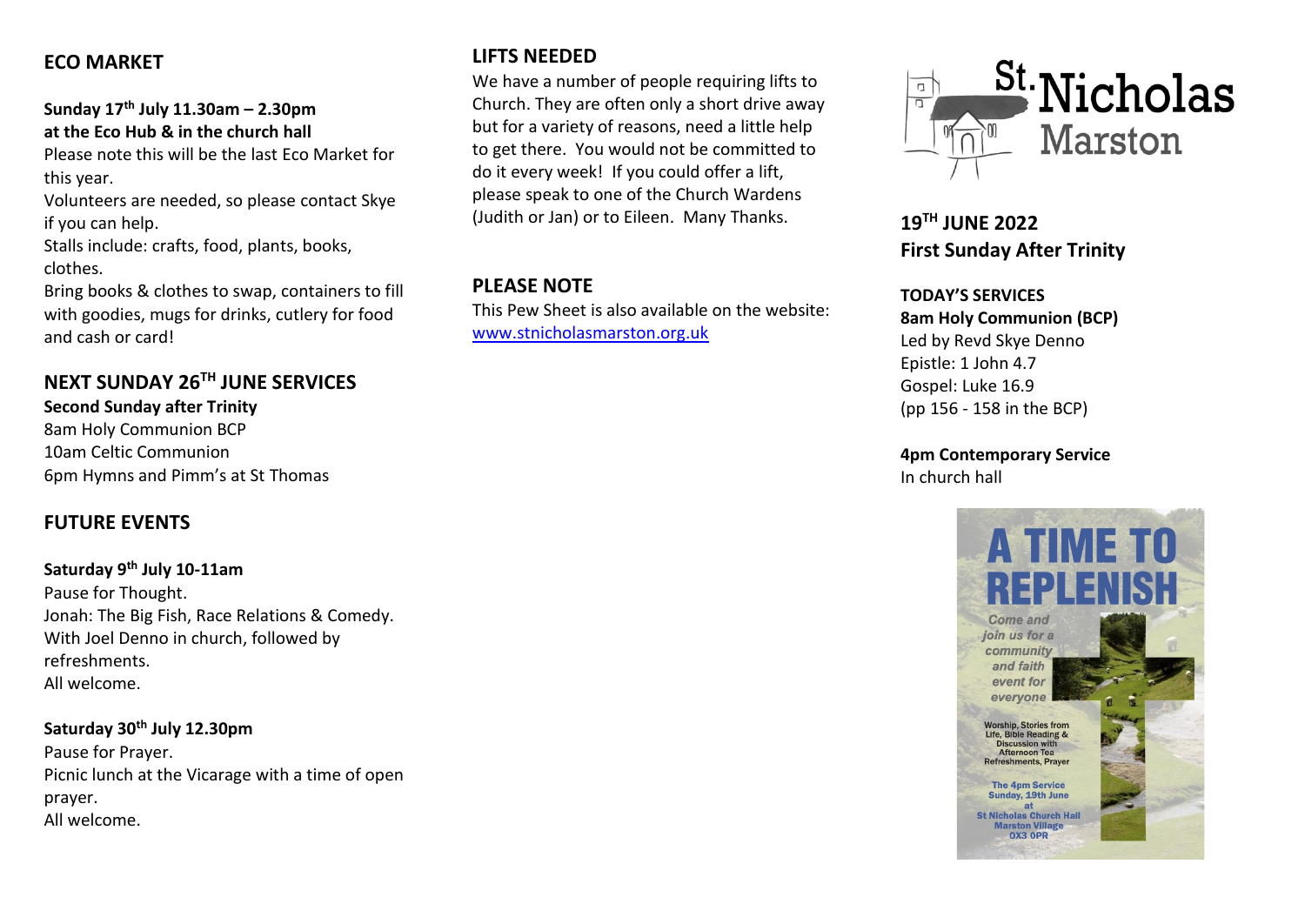## ECO MARKET

**Sunday 17th July 11.30am – 2.30pm**
**at the Eco Hub & in the church hall**

Please note this will be the last Eco Market for this year.

Volunteers are needed, so please contact Skye if you can help.

Stalls include: crafts, food, plants, books, clothes.

Bring books & clothes to swap, containers to fill with goodies, mugs for drinks, cutlery for food and cash or card!

## NEXT SUNDAY 26TH JUNE SERVICES

**Second Sunday after Trinity**

8am Holy Communion BCP
10am Celtic Communion
6pm Hymns and Pimm's at St Thomas

## FUTURE EVENTS

**Saturday 9th July 10-11am**

Pause for Thought.
Jonah: The Big Fish, Race Relations & Comedy.
With Joel Denno in church, followed by refreshments.
All welcome.

**Saturday 30th July 12.30pm**

Pause for Prayer.
Picnic lunch at the Vicarage with a time of open prayer.
All welcome.

## LIFTS NEEDED

We have a number of people requiring lifts to Church. They are often only a short drive away but for a variety of reasons, need a little help to get there. You would not be committed to do it every week! If you could offer a lift, please speak to one of the Church Wardens (Judith or Jan) or to Eileen. Many Thanks.

## PLEASE NOTE

This Pew Sheet is also available on the website: [www.stnicholasmarston.org.uk](http://www.stnicholasmarston.org.uk)

# St. Nicholas Marston

## 19TH JUNE 2022
## First Sunday After Trinity

**TODAY'S SERVICES**

**8am Holy Communion (BCP)**
Led by Revd Skye Denno
Epistle: 1 John 4.7
Gospel: Luke 16.9
(pp 156 - 158 in the BCP)

**4pm Contemporary Service**
In church hall

A TIME TO REPLENISH

Come and join us for a community and faith event for everyone

Worship, Stories from Life, Bible Reading & Discussion with Afternoon Tea Refreshments, Prayer

The 4pm Service
Sunday, 19th June
at
St Nicholas Church Hall
Marston Village
OX3 0PR